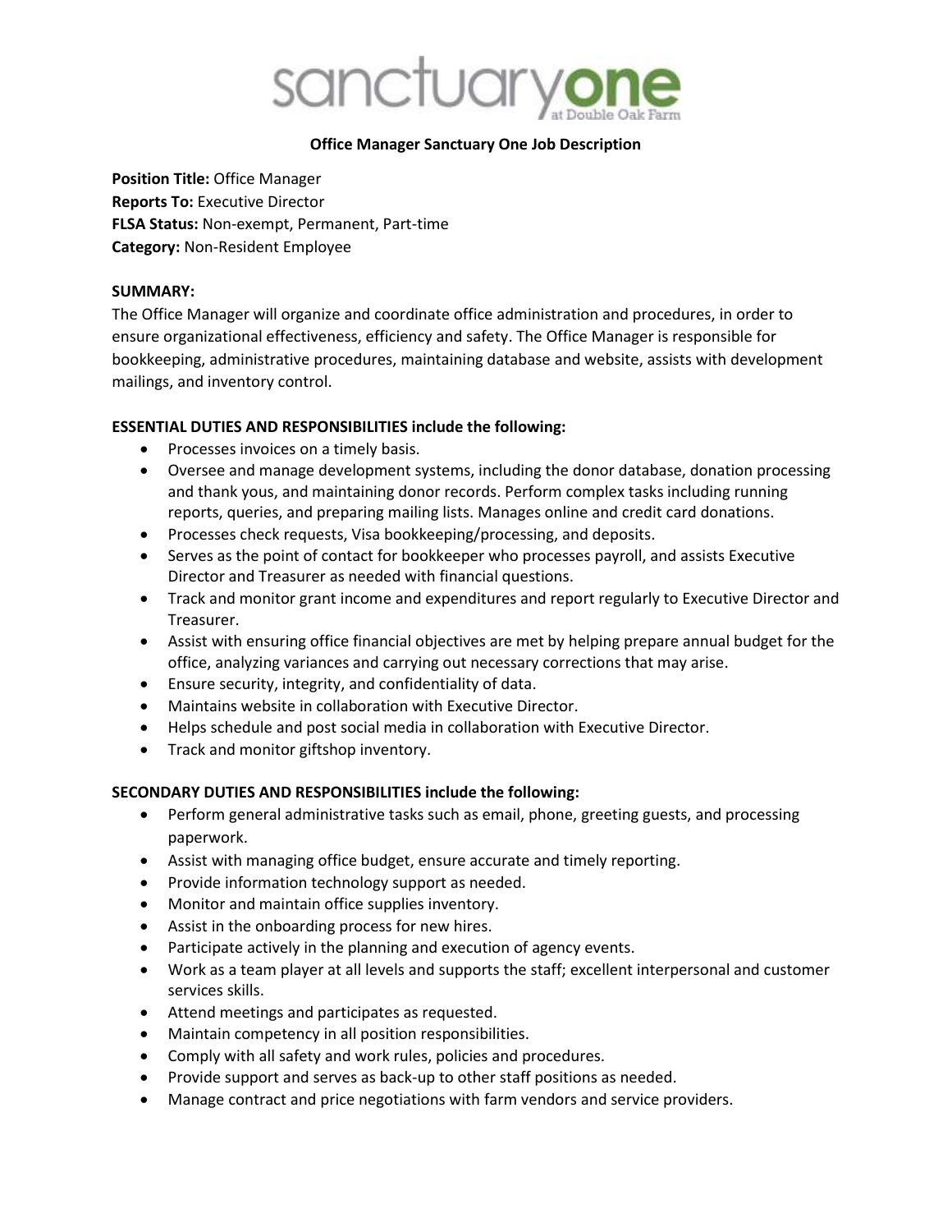sanctuaryone at Double Oak Farm

**Office Manager Sanctuary One Job Description**

**Position Title:** Office Manager
**Reports To:** Executive Director
**FLSA Status:** Non-exempt, Permanent, Part-time
**Category:** Non-Resident Employee

**SUMMARY:**
The Office Manager will organize and coordinate office administration and procedures, in order to ensure organizational effectiveness, efficiency and safety. The Office Manager is responsible for bookkeeping, administrative procedures, maintaining database and website, assists with development mailings, and inventory control.

**ESSENTIAL DUTIES AND RESPONSIBILITIES include the following:**

- Processes invoices on a timely basis.
- Oversee and manage development systems, including the donor database, donation processing and thank yous, and maintaining donor records. Perform complex tasks including running reports, queries, and preparing mailing lists. Manages online and credit card donations.
- Processes check requests, Visa bookkeeping/processing, and deposits.
- Serves as the point of contact for bookkeeper who processes payroll, and assists Executive Director and Treasurer as needed with financial questions.
- Track and monitor grant income and expenditures and report regularly to Executive Director and Treasurer.
- Assist with ensuring office financial objectives are met by helping prepare annual budget for the office, analyzing variances and carrying out necessary corrections that may arise.
- Ensure security, integrity, and confidentiality of data.
- Maintains website in collaboration with Executive Director.
- Helps schedule and post social media in collaboration with Executive Director.
- Track and monitor giftshop inventory.

**SECONDARY DUTIES AND RESPONSIBILITIES include the following:**

- Perform general administrative tasks such as email, phone, greeting guests, and processing paperwork.
- Assist with managing office budget, ensure accurate and timely reporting.
- Provide information technology support as needed.
- Monitor and maintain office supplies inventory.
- Assist in the onboarding process for new hires.
- Participate actively in the planning and execution of agency events.
- Work as a team player at all levels and supports the staff; excellent interpersonal and customer services skills.
- Attend meetings and participates as requested.
- Maintain competency in all position responsibilities.
- Comply with all safety and work rules, policies and procedures.
- Provide support and serves as back-up to other staff positions as needed.
- Manage contract and price negotiations with farm vendors and service providers.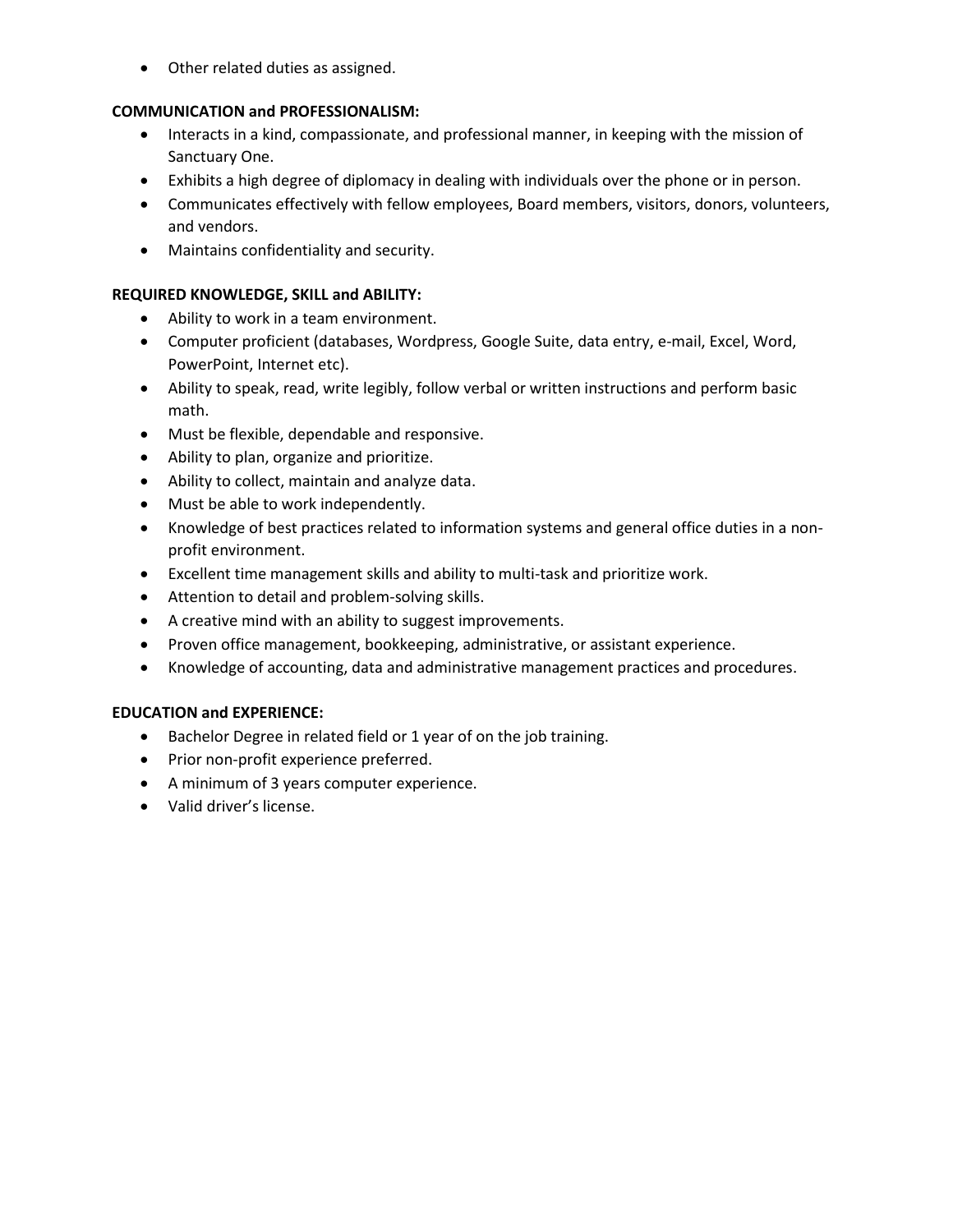- Other related duties as assigned.

**COMMUNICATION and PROFESSIONALISM:**

- Interacts in a kind, compassionate, and professional manner, in keeping with the mission of Sanctuary One.
- Exhibits a high degree of diplomacy in dealing with individuals over the phone or in person.
- Communicates effectively with fellow employees, Board members, visitors, donors, volunteers, and vendors.
- Maintains confidentiality and security.

**REQUIRED KNOWLEDGE, SKILL and ABILITY:**

- Ability to work in a team environment.
- Computer proficient (databases, Wordpress, Google Suite, data entry, e-mail, Excel, Word, PowerPoint, Internet etc).
- Ability to speak, read, write legibly, follow verbal or written instructions and perform basic math.
- Must be flexible, dependable and responsive.
- Ability to plan, organize and prioritize.
- Ability to collect, maintain and analyze data.
- Must be able to work independently.
- Knowledge of best practices related to information systems and general office duties in a non-profit environment.
- Excellent time management skills and ability to multi-task and prioritize work.
- Attention to detail and problem-solving skills.
- A creative mind with an ability to suggest improvements.
- Proven office management, bookkeeping, administrative, or assistant experience.
- Knowledge of accounting, data and administrative management practices and procedures.

**EDUCATION and EXPERIENCE:**

- Bachelor Degree in related field or 1 year of on the job training.
- Prior non-profit experience preferred.
- A minimum of 3 years computer experience.
- Valid driver's license.